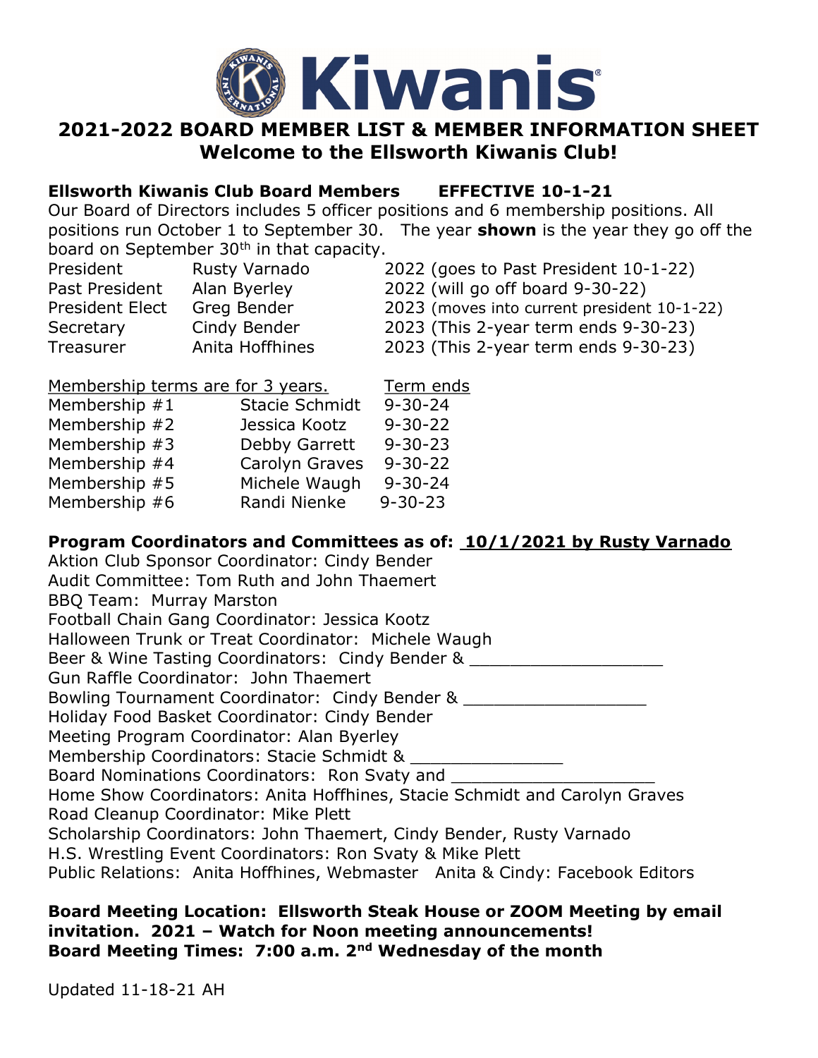Kiwanis

# 2021-2022 BOARD MEMBER LIST & MEMBER INFORMATION SHEET

## Welcome to the Ellsworth Kiwanis Club!

**Ellsworth Kiwanis Club Board Members EFFECTIVE 10-1-21**

Our Board of Directors includes 5 officer positions and 6 membership positions. All positions run October 1 to September 30. The year **shown** is the year they go off the board on September 30th in that capacity.

| | | |
|---|---|---|
| President | Rusty Varnado | 2022 (goes to Past President 10-1-22) |
| Past President | Alan Byerley | 2022 (will go off board 9-30-22) |
| President Elect | Greg Bender | 2023 (moves into current president 10-1-22) |
| Secretary | Cindy Bender | 2023 (This 2-year term ends 9-30-23) |
| Treasurer | Anita Hoffhines | 2023 (This 2-year term ends 9-30-23) |

| Membership terms are for 3 years. | | Term ends |
|---|---|---|
| Membership #1 | Stacie Schmidt | 9-30-24 |
| Membership #2 | Jessica Kootz | 9-30-22 |
| Membership #3 | Debby Garrett | 9-30-23 |
| Membership #4 | Carolyn Graves | 9-30-22 |
| Membership #5 | Michele Waugh | 9-30-24 |
| Membership #6 | Randi Nienke | 9-30-23 |

**Program Coordinators and Committees as of: 10/1/2021 by Rusty Varnado**

Aktion Club Sponsor Coordinator: Cindy Bender
Audit Committee: Tom Ruth and John Thaemert
BBQ Team: Murray Marston
Football Chain Gang Coordinator: Jessica Kootz
Halloween Trunk or Treat Coordinator: Michele Waugh
Beer & Wine Tasting Coordinators: Cindy Bender & ___________________
Gun Raffle Coordinator: John Thaemert
Bowling Tournament Coordinator: Cindy Bender & __________________
Holiday Food Basket Coordinator: Cindy Bender
Meeting Program Coordinator: Alan Byerley
Membership Coordinators: Stacie Schmidt & _______________
Board Nominations Coordinators: Ron Svaty and ____________________
Home Show Coordinators: Anita Hoffhines, Stacie Schmidt and Carolyn Graves
Road Cleanup Coordinator: Mike Plett
Scholarship Coordinators: John Thaemert, Cindy Bender, Rusty Varnado
H.S. Wrestling Event Coordinators: Ron Svaty & Mike Plett
Public Relations: Anita Hoffhines, Webmaster Anita & Cindy: Facebook Editors

**Board Meeting Location: Ellsworth Steak House or ZOOM Meeting by email invitation. 2021 – Watch for Noon meeting announcements!**
**Board Meeting Times: 7:00 a.m. 2nd Wednesday of the month**

Updated 11-18-21 AH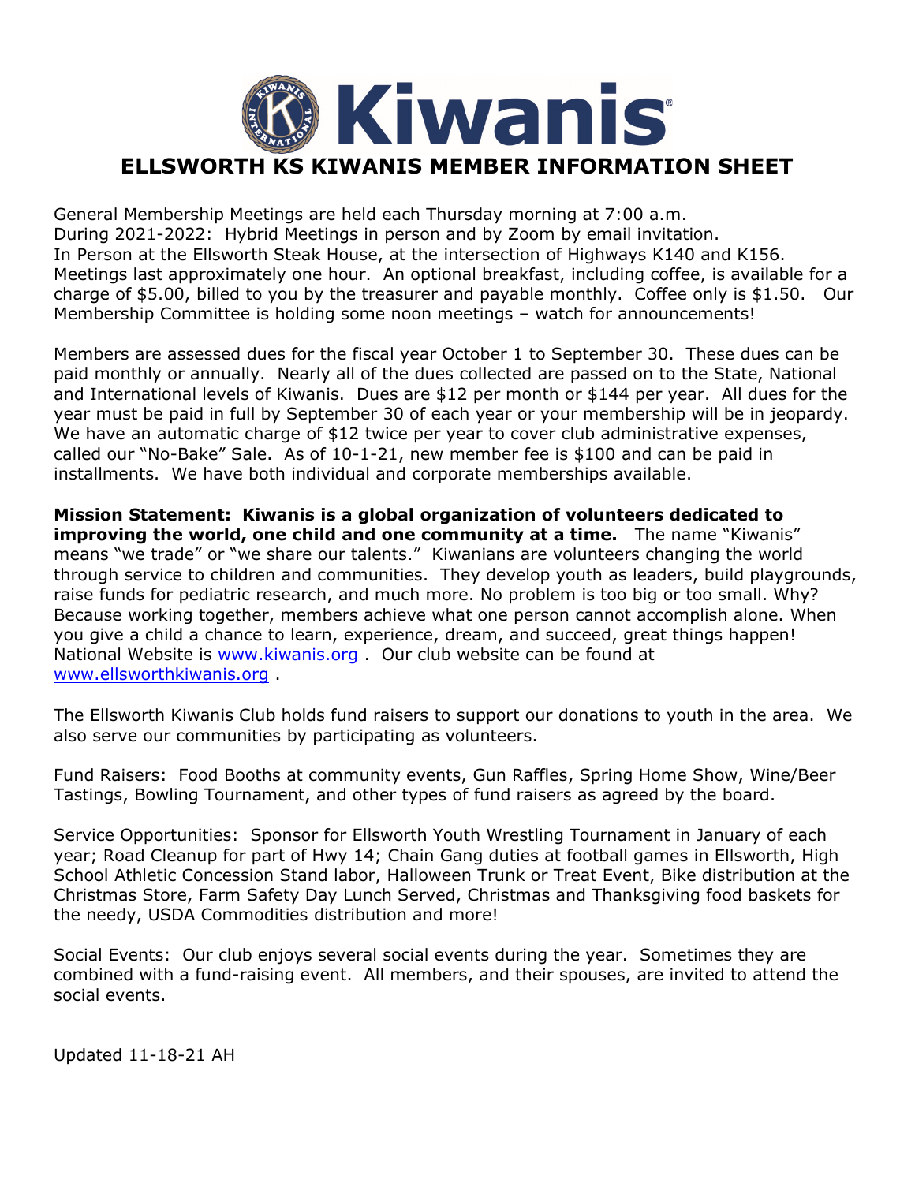Kiwanis

# ELLSWORTH KS KIWANIS MEMBER INFORMATION SHEET

General Membership Meetings are held each Thursday morning at 7:00 a.m.
During 2021-2022: Hybrid Meetings in person and by Zoom by email invitation.
In Person at the Ellsworth Steak House, at the intersection of Highways K140 and K156.
Meetings last approximately one hour. An optional breakfast, including coffee, is available for a charge of $5.00, billed to you by the treasurer and payable monthly. Coffee only is $1.50. Our Membership Committee is holding some noon meetings – watch for announcements!

Members are assessed dues for the fiscal year October 1 to September 30. These dues can be paid monthly or annually. Nearly all of the dues collected are passed on to the State, National and International levels of Kiwanis. Dues are $12 per month or $144 per year. All dues for the year must be paid in full by September 30 of each year or your membership will be in jeopardy. We have an automatic charge of $12 twice per year to cover club administrative expenses, called our "No-Bake" Sale. As of 10-1-21, new member fee is $100 and can be paid in installments. We have both individual and corporate memberships available.

**Mission Statement: Kiwanis is a global organization of volunteers dedicated to improving the world, one child and one community at a time.** The name "Kiwanis" means "we trade" or "we share our talents." Kiwanians are volunteers changing the world through service to children and communities. They develop youth as leaders, build playgrounds, raise funds for pediatric research, and much more. No problem is too big or too small. Why? Because working together, members achieve what one person cannot accomplish alone. When you give a child a chance to learn, experience, dream, and succeed, great things happen! National Website is [www.kiwanis.org](http://www.kiwanis.org) . Our club website can be found at [www.ellsworthkiwanis.org](http://www.ellsworthkiwanis.org) .

The Ellsworth Kiwanis Club holds fund raisers to support our donations to youth in the area. We also serve our communities by participating as volunteers.

Fund Raisers: Food Booths at community events, Gun Raffles, Spring Home Show, Wine/Beer Tastings, Bowling Tournament, and other types of fund raisers as agreed by the board.

Service Opportunities: Sponsor for Ellsworth Youth Wrestling Tournament in January of each year; Road Cleanup for part of Hwy 14; Chain Gang duties at football games in Ellsworth, High School Athletic Concession Stand labor, Halloween Trunk or Treat Event, Bike distribution at the Christmas Store, Farm Safety Day Lunch Served, Christmas and Thanksgiving food baskets for the needy, USDA Commodities distribution and more!

Social Events: Our club enjoys several social events during the year. Sometimes they are combined with a fund-raising event. All members, and their spouses, are invited to attend the social events.

Updated 11-18-21 AH